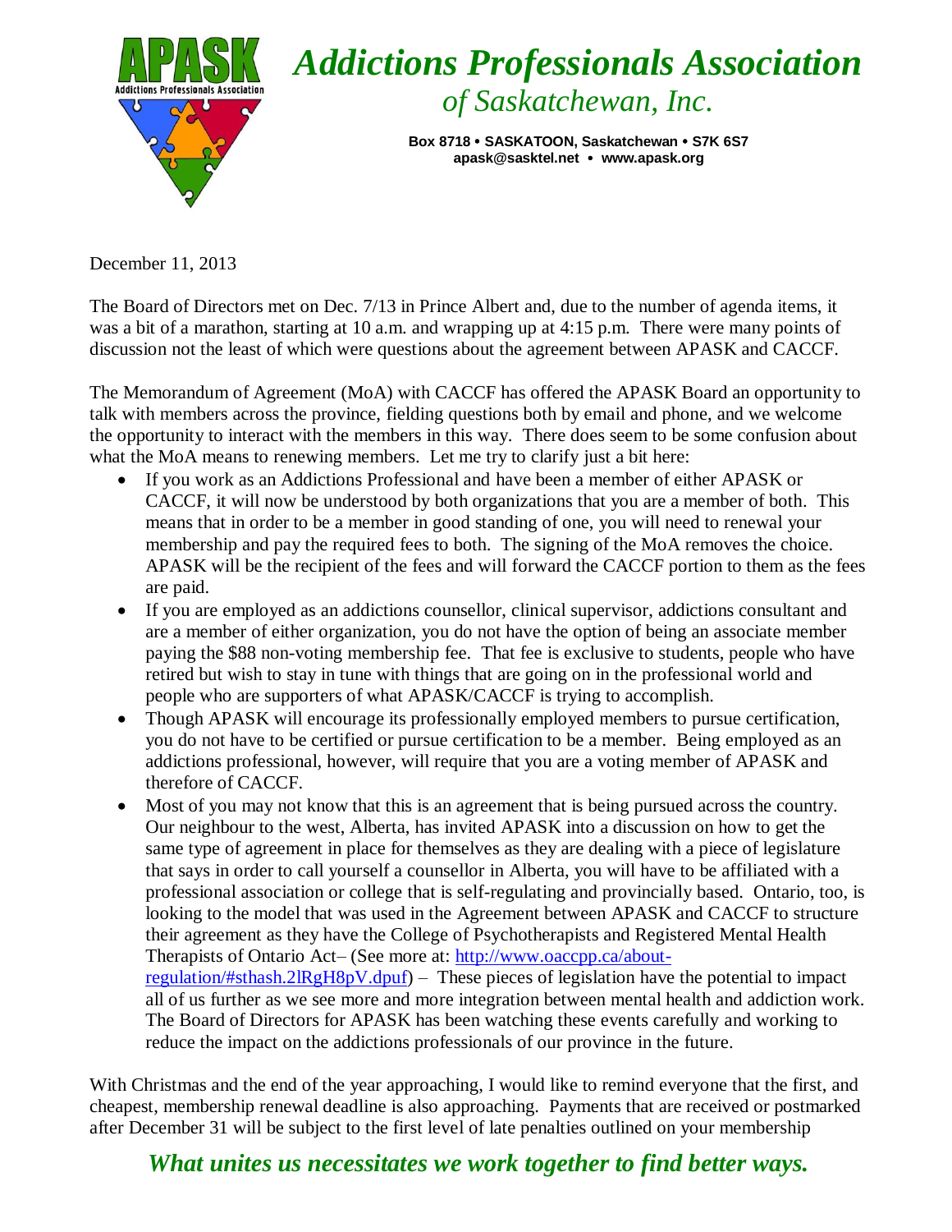# Addictions Professionals Association of Saskatchewan, Inc.

**Box 8718 • SASKATOON, Saskatchewan • S7K 6S7**
**apask@sasktel.net • www.apask.org**

December 11, 2013

The Board of Directors met on Dec. 7/13 in Prince Albert and, due to the number of agenda items, it was a bit of a marathon, starting at 10 a.m. and wrapping up at 4:15 p.m. There were many points of discussion not the least of which were questions about the agreement between APASK and CACCF.

The Memorandum of Agreement (MoA) with CACCF has offered the APASK Board an opportunity to talk with members across the province, fielding questions both by email and phone, and we welcome the opportunity to interact with the members in this way. There does seem to be some confusion about what the MoA means to renewing members. Let me try to clarify just a bit here:

- If you work as an Addictions Professional and have been a member of either APASK or CACCF, it will now be understood by both organizations that you are a member of both. This means that in order to be a member in good standing of one, you will need to renewal your membership and pay the required fees to both. The signing of the MoA removes the choice. APASK will be the recipient of the fees and will forward the CACCF portion to them as the fees are paid.
- If you are employed as an addictions counsellor, clinical supervisor, addictions consultant and are a member of either organization, you do not have the option of being an associate member paying the $88 non-voting membership fee. That fee is exclusive to students, people who have retired but wish to stay in tune with things that are going on in the professional world and people who are supporters of what APASK/CACCF is trying to accomplish.
- Though APASK will encourage its professionally employed members to pursue certification, you do not have to be certified or pursue certification to be a member. Being employed as an addictions professional, however, will require that you are a voting member of APASK and therefore of CACCF.
- Most of you may not know that this is an agreement that is being pursued across the country. Our neighbour to the west, Alberta, has invited APASK into a discussion on how to get the same type of agreement in place for themselves as they are dealing with a piece of legislature that says in order to call yourself a counsellor in Alberta, you will have to be affiliated with a professional association or college that is self-regulating and provincially based. Ontario, too, is looking to the model that was used in the Agreement between APASK and CACCF to structure their agreement as they have the College of Psychotherapists and Registered Mental Health Therapists of Ontario Act– (See more at: http://www.oaccpp.ca/about-regulation/#sthash.2lRgH8pV.dpuf) – These pieces of legislation have the potential to impact all of us further as we see more and more integration between mental health and addiction work. The Board of Directors for APASK has been watching these events carefully and working to reduce the impact on the addictions professionals of our province in the future.

With Christmas and the end of the year approaching, I would like to remind everyone that the first, and cheapest, membership renewal deadline is also approaching. Payments that are received or postmarked after December 31 will be subject to the first level of late penalties outlined on your membership

***What unites us necessitates we work together to find better ways.***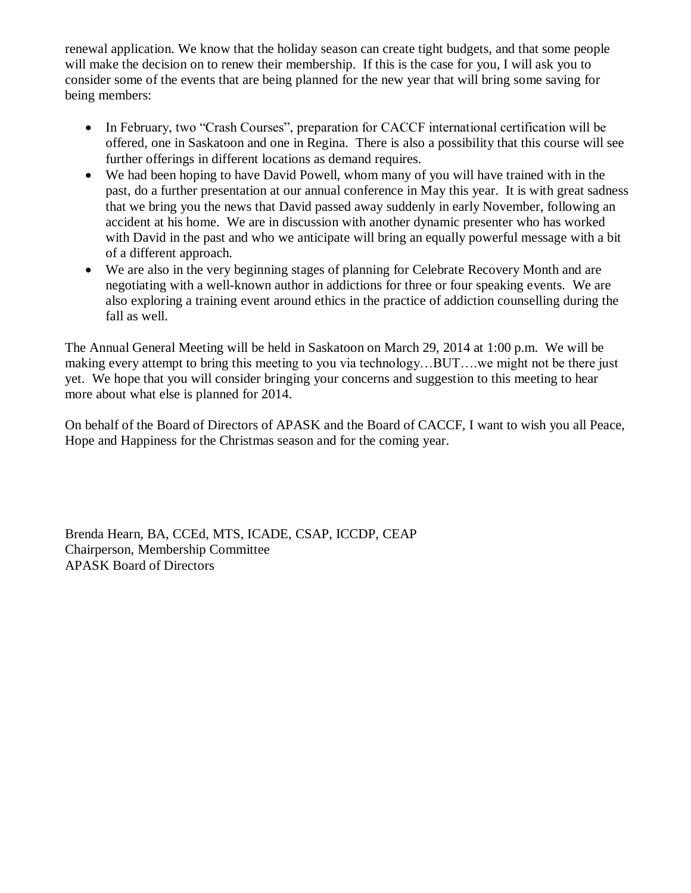renewal application. We know that the holiday season can create tight budgets, and that some people will make the decision on to renew their membership. If this is the case for you, I will ask you to consider some of the events that are being planned for the new year that will bring some saving for being members:

- In February, two "Crash Courses", preparation for CACCF international certification will be offered, one in Saskatoon and one in Regina. There is also a possibility that this course will see further offerings in different locations as demand requires.
- We had been hoping to have David Powell, whom many of you will have trained with in the past, do a further presentation at our annual conference in May this year. It is with great sadness that we bring you the news that David passed away suddenly in early November, following an accident at his home. We are in discussion with another dynamic presenter who has worked with David in the past and who we anticipate will bring an equally powerful message with a bit of a different approach.
- We are also in the very beginning stages of planning for Celebrate Recovery Month and are negotiating with a well-known author in addictions for three or four speaking events. We are also exploring a training event around ethics in the practice of addiction counselling during the fall as well.

The Annual General Meeting will be held in Saskatoon on March 29, 2014 at 1:00 p.m. We will be making every attempt to bring this meeting to you via technology…BUT….we might not be there just yet. We hope that you will consider bringing your concerns and suggestion to this meeting to hear more about what else is planned for 2014.

On behalf of the Board of Directors of APASK and the Board of CACCF, I want to wish you all Peace, Hope and Happiness for the Christmas season and for the coming year.

Brenda Hearn, BA, CCEd, MTS, ICADE, CSAP, ICCDP, CEAP
Chairperson, Membership Committee
APASK Board of Directors